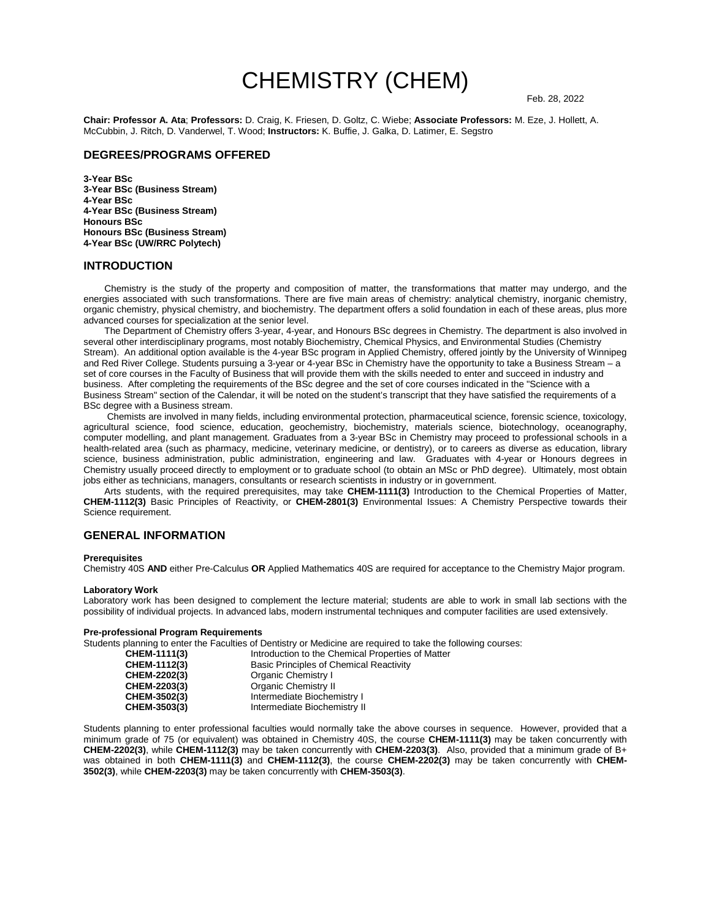# CHEMISTRY (CHEM)

Feb. 28, 2022

**Chair: Professor A. Ata**; **Professors:** D. Craig, K. Friesen, D. Goltz, C. Wiebe; **Associate Professors:** M. Eze, J. Hollett, A. McCubbin, J. Ritch, D. Vanderwel, T. Wood; **Instructors:** K. Buffie, J. Galka, D. Latimer, E. Segstro

## DEGREES/PROGRAMS OFFERED

**3-Year BSc**
**3-Year BSc (Business Stream)**
**4-Year BSc**
**4-Year BSc (Business Stream)**
**Honours BSc**
**Honours BSc (Business Stream)**
**4-Year BSc (UW/RRC Polytech)**

## INTRODUCTION

Chemistry is the study of the property and composition of matter, the transformations that matter may undergo, and the energies associated with such transformations. There are five main areas of chemistry: analytical chemistry, inorganic chemistry, organic chemistry, physical chemistry, and biochemistry. The department offers a solid foundation in each of these areas, plus more advanced courses for specialization at the senior level.

The Department of Chemistry offers 3-year, 4-year, and Honours BSc degrees in Chemistry. The department is also involved in several other interdisciplinary programs, most notably Biochemistry, Chemical Physics, and Environmental Studies (Chemistry Stream). An additional option available is the 4-year BSc program in Applied Chemistry, offered jointly by the University of Winnipeg and Red River College. Students pursuing a 3-year or 4-year BSc in Chemistry have the opportunity to take a Business Stream – a set of core courses in the Faculty of Business that will provide them with the skills needed to enter and succeed in industry and business. After completing the requirements of the BSc degree and the set of core courses indicated in the "Science with a Business Stream" section of the Calendar, it will be noted on the student's transcript that they have satisfied the requirements of a BSc degree with a Business stream.

Chemists are involved in many fields, including environmental protection, pharmaceutical science, forensic science, toxicology, agricultural science, food science, education, geochemistry, biochemistry, materials science, biotechnology, oceanography, computer modelling, and plant management. Graduates from a 3-year BSc in Chemistry may proceed to professional schools in a health-related area (such as pharmacy, medicine, veterinary medicine, or dentistry), or to careers as diverse as education, library science, business administration, public administration, engineering and law. Graduates with 4-year or Honours degrees in Chemistry usually proceed directly to employment or to graduate school (to obtain an MSc or PhD degree). Ultimately, most obtain jobs either as technicians, managers, consultants or research scientists in industry or in government.

Arts students, with the required prerequisites, may take **CHEM-1111(3)** Introduction to the Chemical Properties of Matter, **CHEM-1112(3)** Basic Principles of Reactivity, or **CHEM-2801(3)** Environmental Issues: A Chemistry Perspective towards their Science requirement.

## GENERAL INFORMATION

**Prerequisites**
Chemistry 40S **AND** either Pre-Calculus **OR** Applied Mathematics 40S are required for acceptance to the Chemistry Major program.

**Laboratory Work**
Laboratory work has been designed to complement the lecture material; students are able to work in small lab sections with the possibility of individual projects. In advanced labs, modern instrumental techniques and computer facilities are used extensively.

**Pre-professional Program Requirements**
Students planning to enter the Faculties of Dentistry or Medicine are required to take the following courses:

| | |
|---|---|
| **CHEM-1111(3)** | Introduction to the Chemical Properties of Matter |
| **CHEM-1112(3)** | Basic Principles of Chemical Reactivity |
| **CHEM-2202(3)** | Organic Chemistry I |
| **CHEM-2203(3)** | Organic Chemistry II |
| **CHEM-3502(3)** | Intermediate Biochemistry I |
| **CHEM-3503(3)** | Intermediate Biochemistry II |

Students planning to enter professional faculties would normally take the above courses in sequence. However, provided that a minimum grade of 75 (or equivalent) was obtained in Chemistry 40S, the course **CHEM-1111(3)** may be taken concurrently with **CHEM-2202(3)**, while **CHEM-1112(3)** may be taken concurrently with **CHEM-2203(3)**. Also, provided that a minimum grade of B+ was obtained in both **CHEM-1111(3)** and **CHEM-1112(3)**, the course **CHEM-2202(3)** may be taken concurrently with **CHEM-3502(3)**, while **CHEM-2203(3)** may be taken concurrently with **CHEM-3503(3)**.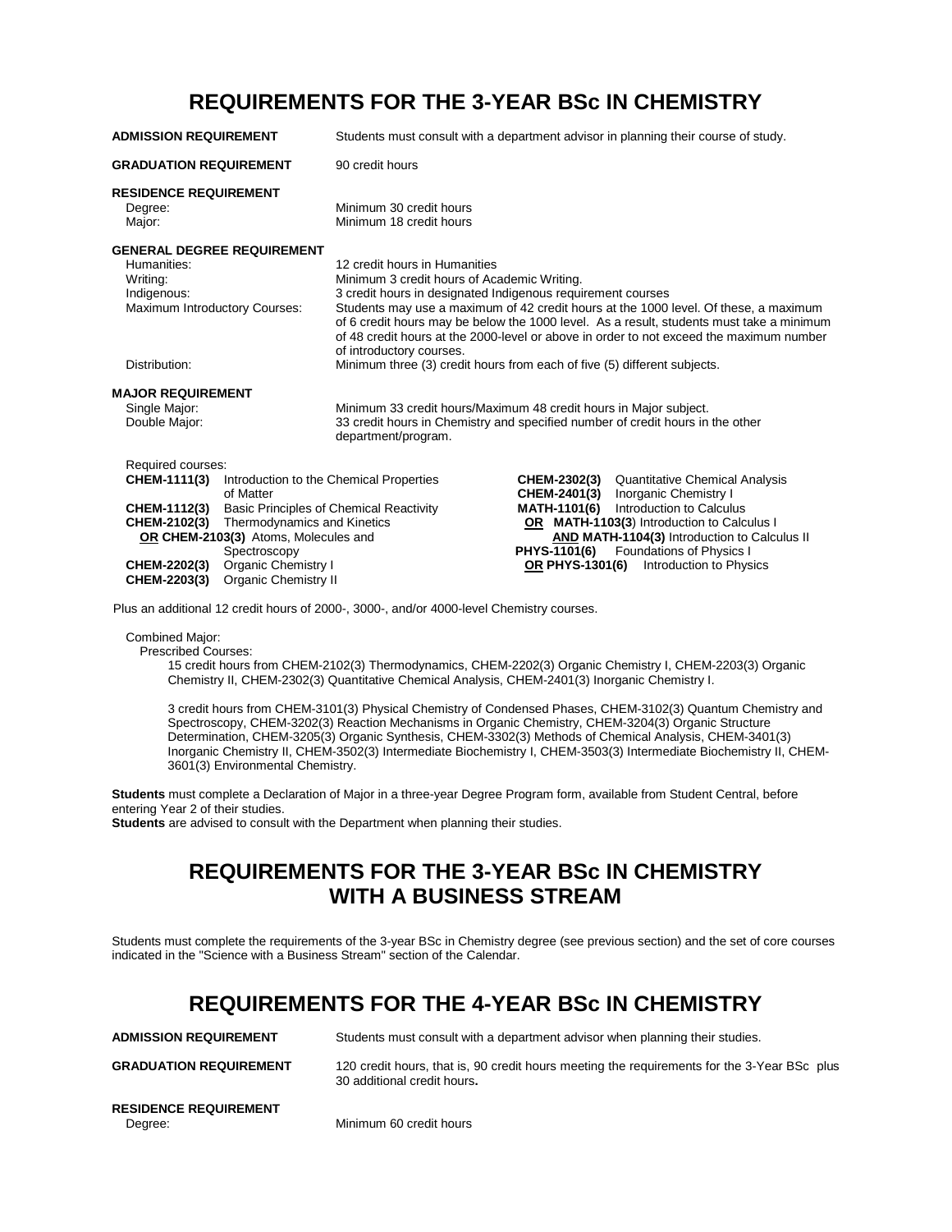# REQUIREMENTS FOR THE 3-YEAR BSc IN CHEMISTRY

**ADMISSION REQUIREMENT** Students must consult with a department advisor in planning their course of study.

**GRADUATION REQUIREMENT** 90 credit hours

**RESIDENCE REQUIREMENT**
- Degree: Minimum 30 credit hours
- Major: Minimum 18 credit hours

**GENERAL DEGREE REQUIREMENT**
- Humanities: 12 credit hours in Humanities
- Writing: Minimum 3 credit hours of Academic Writing.
- Indigenous: 3 credit hours in designated Indigenous requirement courses
- Maximum Introductory Courses: Students may use a maximum of 42 credit hours at the 1000 level. Of these, a maximum of 6 credit hours may be below the 1000 level. As a result, students must take a minimum of 48 credit hours at the 2000-level or above in order to not exceed the maximum number of introductory courses.
- Distribution: Minimum three (3) credit hours from each of five (5) different subjects.

**MAJOR REQUIREMENT**
- Single Major: Minimum 33 credit hours/Maximum 48 credit hours in Major subject.
- Double Major: 33 credit hours in Chemistry and specified number of credit hours in the other department/program.

Required courses:

- **CHEM-1111(3)** Introduction to the Chemical Properties of Matter
- **CHEM-1112(3)** Basic Principles of Chemical Reactivity
- **CHEM-2102(3)** Thermodynamics and Kinetics
  **OR CHEM-2103(3)** Atoms, Molecules and Spectroscopy
- **CHEM-2202(3)** Organic Chemistry I
- **CHEM-2203(3)** Organic Chemistry II
- **CHEM-2302(3)** Quantitative Chemical Analysis
- **CHEM-2401(3)** Inorganic Chemistry I
- **MATH-1101(6)** Introduction to Calculus
  **OR MATH-1103(3)** Introduction to Calculus I
  **AND MATH-1104(3)** Introduction to Calculus II
- **PHYS-1101(6)** Foundations of Physics I
  **OR PHYS-1301(6)** Introduction to Physics

Plus an additional 12 credit hours of 2000-, 3000-, and/or 4000-level Chemistry courses.

Combined Major:

Prescribed Courses:

15 credit hours from CHEM-2102(3) Thermodynamics, CHEM-2202(3) Organic Chemistry I, CHEM-2203(3) Organic Chemistry II, CHEM-2302(3) Quantitative Chemical Analysis, CHEM-2401(3) Inorganic Chemistry I.

3 credit hours from CHEM-3101(3) Physical Chemistry of Condensed Phases, CHEM-3102(3) Quantum Chemistry and Spectroscopy, CHEM-3202(3) Reaction Mechanisms in Organic Chemistry, CHEM-3204(3) Organic Structure Determination, CHEM-3205(3) Organic Synthesis, CHEM-3302(3) Methods of Chemical Analysis, CHEM-3401(3) Inorganic Chemistry II, CHEM-3502(3) Intermediate Biochemistry I, CHEM-3503(3) Intermediate Biochemistry II, CHEM-3601(3) Environmental Chemistry.

**Students** must complete a Declaration of Major in a three-year Degree Program form, available from Student Central, before entering Year 2 of their studies.
**Students** are advised to consult with the Department when planning their studies.

# REQUIREMENTS FOR THE 3-YEAR BSc IN CHEMISTRY WITH A BUSINESS STREAM

Students must complete the requirements of the 3-year BSc in Chemistry degree (see previous section) and the set of core courses indicated in the "Science with a Business Stream" section of the Calendar.

# REQUIREMENTS FOR THE 4-YEAR BSc IN CHEMISTRY

**ADMISSION REQUIREMENT** Students must consult with a department advisor when planning their studies.

**GRADUATION REQUIREMENT** 120 credit hours, that is, 90 credit hours meeting the requirements for the 3-Year BSc plus 30 additional credit hours**.**

**RESIDENCE REQUIREMENT**
- Degree: Minimum 60 credit hours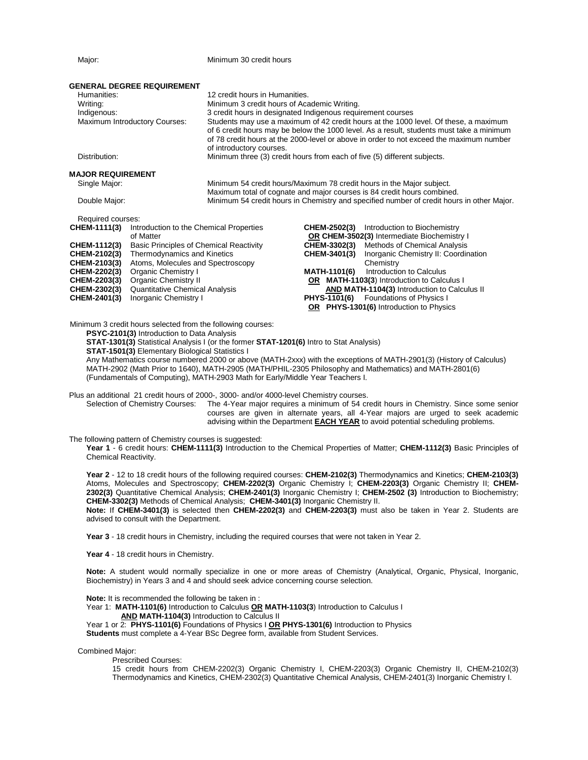Major: Minimum 30 credit hours

**GENERAL DEGREE REQUIREMENT**

| | |
|---|---|
| Humanities: | 12 credit hours in Humanities. |
| Writing: | Minimum 3 credit hours of Academic Writing. |
| Indigenous: | 3 credit hours in designated Indigenous requirement courses |
| Maximum Introductory Courses: | Students may use a maximum of 42 credit hours at the 1000 level. Of these, a maximum of 6 credit hours may be below the 1000 level. As a result, students must take a minimum of 78 credit hours at the 2000-level or above in order to not exceed the maximum number of introductory courses. |
| Distribution: | Minimum three (3) credit hours from each of five (5) different subjects. |

**MAJOR REQUIREMENT**

| | |
|---|---|
| Single Major: | Minimum 54 credit hours/Maximum 78 credit hours in the Major subject. Maximum total of cognate and major courses is 84 credit hours combined. |
| Double Major: | Minimum 54 credit hours in Chemistry and specified number of credit hours in other Major. |

Required courses:

**CHEM-1111(3)** Introduction to the Chemical Properties of Matter
**CHEM-1112(3)** Basic Principles of Chemical Reactivity
**CHEM-2102(3)** Thermodynamics and Kinetics
**CHEM-2103(3)** Atoms, Molecules and Spectroscopy
**CHEM-2202(3)** Organic Chemistry I
**CHEM-2203(3)** Organic Chemistry II
**CHEM-2302(3)** Quantitative Chemical Analysis
**CHEM-2401(3)** Inorganic Chemistry I
**CHEM-2502(3)** Introduction to Biochemistry
**OR CHEM-3502(3)** Intermediate Biochemistry I
**CHEM-3302(3)** Methods of Chemical Analysis
**CHEM-3401(3)** Inorganic Chemistry II: Coordination Chemistry
**MATH-1101(6)** Introduction to Calculus
**OR MATH-1103(3**) Introduction to Calculus I
**AND MATH-1104(3)** Introduction to Calculus II
**PHYS-1101(6)** Foundations of Physics I
**OR PHYS-1301(6)** Introduction to Physics

Minimum 3 credit hours selected from the following courses:

**PSYC-2101(3)** Introduction to Data Analysis
**STAT-1301(3)** Statistical Analysis I (or the former **STAT-1201(6)** Intro to Stat Analysis)
**STAT-1501(3)** Elementary Biological Statistics I
Any Mathematics course numbered 2000 or above (MATH-2xxx) with the exceptions of MATH-2901(3) (History of Calculus) MATH-2902 (Math Prior to 1640), MATH-2905 (MATH/PHIL-2305 Philosophy and Mathematics) and MATH-2801(6) (Fundamentals of Computing), MATH-2903 Math for Early/Middle Year Teachers I.

Plus an additional 21 credit hours of 2000-, 3000- and/or 4000-level Chemistry courses.

Selection of Chemistry Courses: The 4-Year major requires a minimum of 54 credit hours in Chemistry. Since some senior courses are given in alternate years, all 4-Year majors are urged to seek academic advising within the Department **EACH YEAR** to avoid potential scheduling problems.

The following pattern of Chemistry courses is suggested:

**Year 1** - 6 credit hours: **CHEM-1111(3)** Introduction to the Chemical Properties of Matter; **CHEM-1112(3)** Basic Principles of Chemical Reactivity.

**Year 2** - 12 to 18 credit hours of the following required courses: **CHEM-2102(3)** Thermodynamics and Kinetics; **CHEM-2103(3)** Atoms, Molecules and Spectroscopy; **CHEM-2202(3)** Organic Chemistry I; **CHEM-2203(3)** Organic Chemistry II; **CHEM-2302(3)** Quantitative Chemical Analysis; **CHEM-2401(3)** Inorganic Chemistry I; **CHEM-2502 (3)** Introduction to Biochemistry; **CHEM-3302(3)** Methods of Chemical Analysis; **CHEM-3401(3)** Inorganic Chemistry II.
**Note:** If **CHEM-3401(3)** is selected then **CHEM-2202(3)** and **CHEM-2203(3)** must also be taken in Year 2. Students are advised to consult with the Department.

**Year 3** - 18 credit hours in Chemistry, including the required courses that were not taken in Year 2.

**Year 4** - 18 credit hours in Chemistry.

**Note:** A student would normally specialize in one or more areas of Chemistry (Analytical, Organic, Physical, Inorganic, Biochemistry) in Years 3 and 4 and should seek advice concerning course selection.

**Note:** It is recommended the following be taken in :
Year 1: **MATH-1101(6)** Introduction to Calculus **OR MATH-1103(3**) Introduction to Calculus I
**AND MATH-1104(3)** Introduction to Calculus II
Year 1 or 2: **PHYS-1101(6)** Foundations of Physics I **OR PHYS-1301(6)** Introduction to Physics
**Students** must complete a 4-Year BSc Degree form, available from Student Services.

Combined Major:

Prescribed Courses:

15 credit hours from CHEM-2202(3) Organic Chemistry I, CHEM-2203(3) Organic Chemistry II, CHEM-2102(3) Thermodynamics and Kinetics, CHEM-2302(3) Quantitative Chemical Analysis, CHEM-2401(3) Inorganic Chemistry I.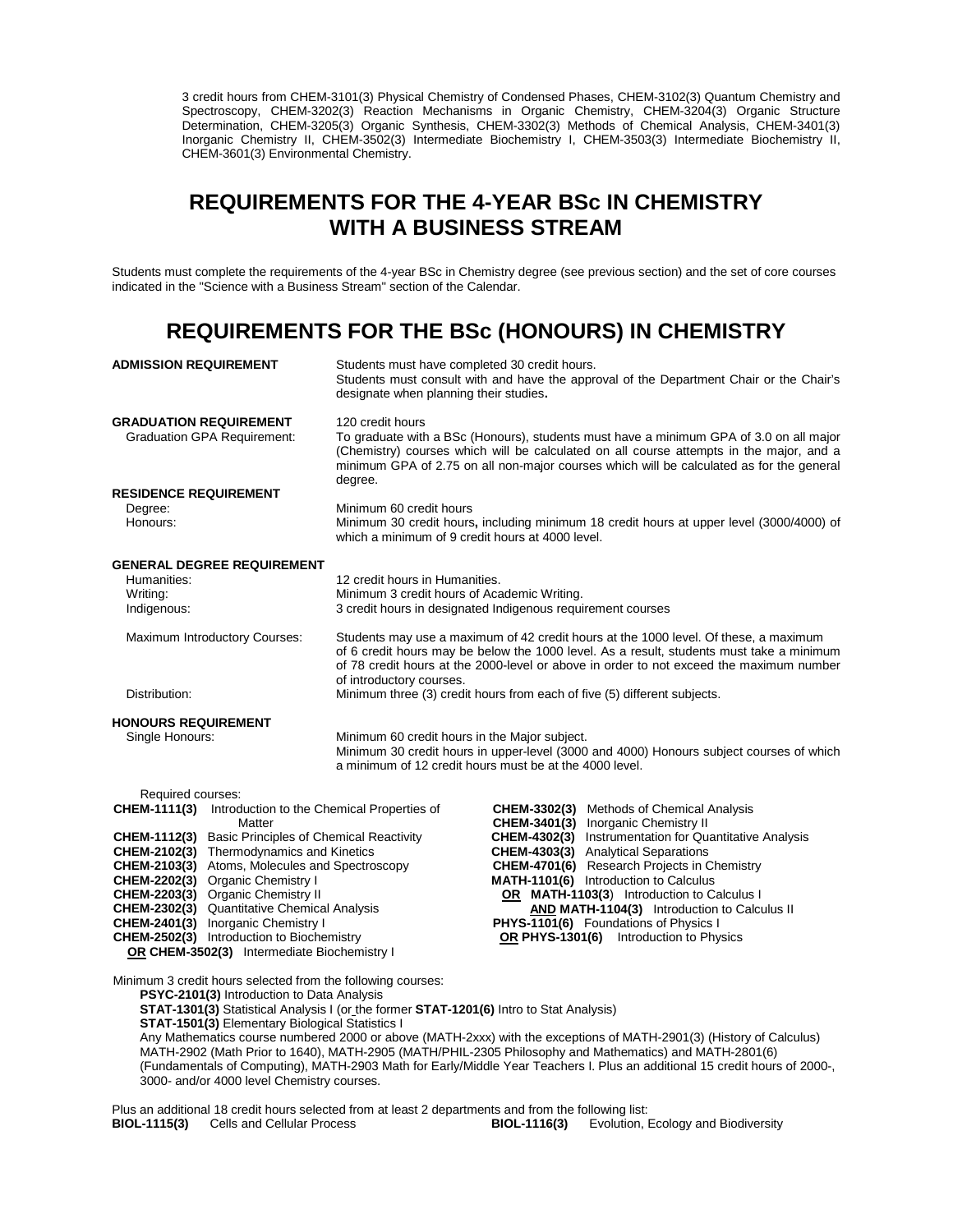3 credit hours from CHEM-3101(3) Physical Chemistry of Condensed Phases, CHEM-3102(3) Quantum Chemistry and Spectroscopy, CHEM-3202(3) Reaction Mechanisms in Organic Chemistry, CHEM-3204(3) Organic Structure Determination, CHEM-3205(3) Organic Synthesis, CHEM-3302(3) Methods of Chemical Analysis, CHEM-3401(3) Inorganic Chemistry II, CHEM-3502(3) Intermediate Biochemistry I, CHEM-3503(3) Intermediate Biochemistry II, CHEM-3601(3) Environmental Chemistry.

# REQUIREMENTS FOR THE 4-YEAR BSc IN CHEMISTRY WITH A BUSINESS STREAM

Students must complete the requirements of the 4-year BSc in Chemistry degree (see previous section) and the set of core courses indicated in the "Science with a Business Stream" section of the Calendar.

# REQUIREMENTS FOR THE BSc (HONOURS) IN CHEMISTRY

**ADMISSION REQUIREMENT**

Students must have completed 30 credit hours.
Students must consult with and have the approval of the Department Chair or the Chair's designate when planning their studies.

**GRADUATION REQUIREMENT**

120 credit hours

Graduation GPA Requirement: To graduate with a BSc (Honours), students must have a minimum GPA of 3.0 on all major (Chemistry) courses which will be calculated on all course attempts in the major, and a minimum GPA of 2.75 on all non-major courses which will be calculated as for the general degree.

**RESIDENCE REQUIREMENT**

Degree: Minimum 60 credit hours

Honours: Minimum 30 credit hours, including minimum 18 credit hours at upper level (3000/4000) of which a minimum of 9 credit hours at 4000 level.

**GENERAL DEGREE REQUIREMENT**

Humanities: 12 credit hours in Humanities.

Writing: Minimum 3 credit hours of Academic Writing.

Indigenous: 3 credit hours in designated Indigenous requirement courses

Maximum Introductory Courses: Students may use a maximum of 42 credit hours at the 1000 level. Of these, a maximum of 6 credit hours may be below the 1000 level. As a result, students must take a minimum of 78 credit hours at the 2000-level or above in order to not exceed the maximum number of introductory courses.

Distribution: Minimum three (3) credit hours from each of five (5) different subjects.

**HONOURS REQUIREMENT**

Single Honours: Minimum 60 credit hours in the Major subject.
Minimum 30 credit hours in upper-level (3000 and 4000) Honours subject courses of which a minimum of 12 credit hours must be at the 4000 level.

Required courses:

**CHEM-1111(3)** Introduction to the Chemical Properties of Matter
**CHEM-1112(3)** Basic Principles of Chemical Reactivity
**CHEM-2102(3)** Thermodynamics and Kinetics
**CHEM-2103(3)** Atoms, Molecules and Spectroscopy
**CHEM-2202(3)** Organic Chemistry I
**CHEM-2203(3)** Organic Chemistry II
**CHEM-2302(3)** Quantitative Chemical Analysis
**CHEM-2401(3)** Inorganic Chemistry I
**CHEM-2502(3)** Introduction to Biochemistry
**OR CHEM-3502(3)** Intermediate Biochemistry I
**CHEM-3302(3)** Methods of Chemical Analysis
**CHEM-3401(3)** Inorganic Chemistry II
**CHEM-4302(3)** Instrumentation for Quantitative Analysis
**CHEM-4303(3)** Analytical Separations
**CHEM-4701(6)** Research Projects in Chemistry
**MATH-1101(6)** Introduction to Calculus
**OR MATH-1103(3)** Introduction to Calculus I
**AND MATH-1104(3)** Introduction to Calculus II
**PHYS-1101(6)** Foundations of Physics I
**OR PHYS-1301(6)** Introduction to Physics

Minimum 3 credit hours selected from the following courses:

**PSYC-2101(3)** Introduction to Data Analysis
**STAT-1301(3)** Statistical Analysis I (or the former **STAT-1201(6)** Intro to Stat Analysis)
**STAT-1501(3)** Elementary Biological Statistics I
Any Mathematics course numbered 2000 or above (MATH-2xxx) with the exceptions of MATH-2901(3) (History of Calculus) MATH-2902 (Math Prior to 1640), MATH-2905 (MATH/PHIL-2305 Philosophy and Mathematics) and MATH-2801(6) (Fundamentals of Computing), MATH-2903 Math for Early/Middle Year Teachers I. Plus an additional 15 credit hours of 2000-, 3000- and/or 4000 level Chemistry courses.

Plus an additional 18 credit hours selected from at least 2 departments and from the following list:

**BIOL-1115(3)** Cells and Cellular Process
**BIOL-1116(3)** Evolution, Ecology and Biodiversity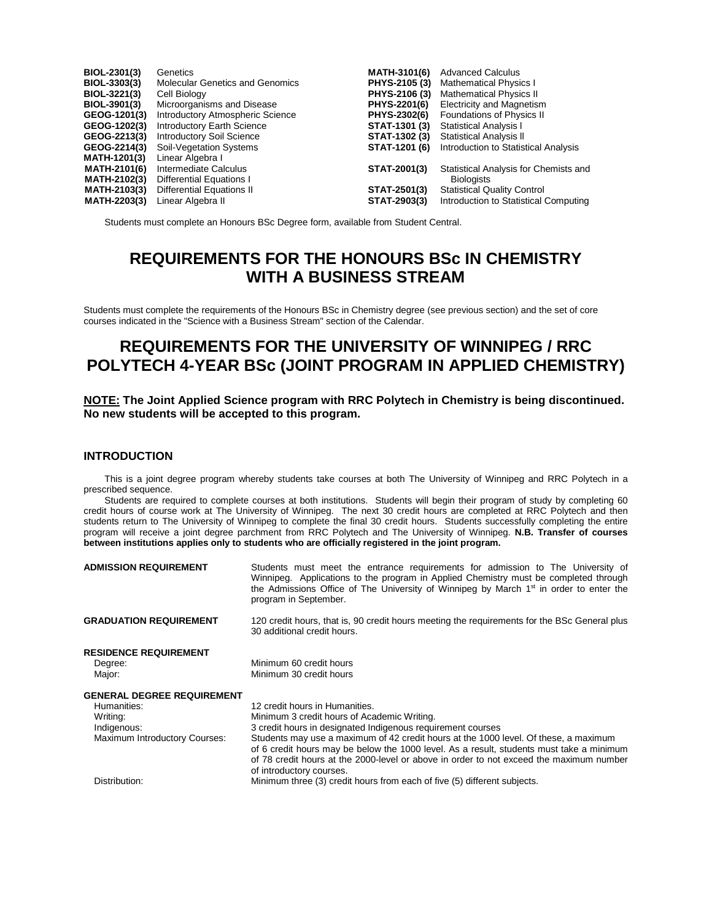| | |
|---|---|
| **BIOL-2301(3)** | Genetics |
| **BIOL-3303(3)** | Molecular Genetics and Genomics |
| **BIOL-3221(3)** | Cell Biology |
| **BIOL-3901(3)** | Microorganisms and Disease |
| **GEOG-1201(3)** | Introductory Atmospheric Science |
| **GEOG-1202(3)** | Introductory Earth Science |
| **GEOG-2213(3)** | Introductory Soil Science |
| **GEOG-2214(3)** | Soil-Vegetation Systems |
| **MATH-1201(3)** | Linear Algebra I |
| **MATH-2101(6)** | Intermediate Calculus |
| **MATH-2102(3)** | Differential Equations I |
| **MATH-2103(3)** | Differential Equations II |
| **MATH-2203(3)** | Linear Algebra II |
| **MATH-3101(6)** | Advanced Calculus |
| **PHYS-2105 (3)** | Mathematical Physics I |
| **PHYS-2106 (3)** | Mathematical Physics II |
| **PHYS-2201(6)** | Electricity and Magnetism |
| **PHYS-2302(6)** | Foundations of Physics II |
| **STAT-1301 (3)** | Statistical Analysis I |
| **STAT-1302 (3)** | Statistical Analysis II |
| **STAT-1201 (6)** | Introduction to Statistical Analysis |
| **STAT-2001(3)** | Statistical Analysis for Chemists and Biologists |
| **STAT-2501(3)** | Statistical Quality Control |
| **STAT-2903(3)** | Introduction to Statistical Computing |

Students must complete an Honours BSc Degree form, available from Student Central.

# REQUIREMENTS FOR THE HONOURS BSc IN CHEMISTRY WITH A BUSINESS STREAM

Students must complete the requirements of the Honours BSc in Chemistry degree (see previous section) and the set of core courses indicated in the "Science with a Business Stream" section of the Calendar.

# REQUIREMENTS FOR THE UNIVERSITY OF WINNIPEG / RRC POLYTECH 4-YEAR BSc (JOINT PROGRAM IN APPLIED CHEMISTRY)

**NOTE: The Joint Applied Science program with RRC Polytech in Chemistry is being discontinued. No new students will be accepted to this program.**

## INTRODUCTION

This is a joint degree program whereby students take courses at both The University of Winnipeg and RRC Polytech in a prescribed sequence.

Students are required to complete courses at both institutions. Students will begin their program of study by completing 60 credit hours of course work at The University of Winnipeg. The next 30 credit hours are completed at RRC Polytech and then students return to The University of Winnipeg to complete the final 30 credit hours. Students successfully completing the entire program will receive a joint degree parchment from RRC Polytech and The University of Winnipeg. **N.B. Transfer of courses between institutions applies only to students who are officially registered in the joint program.**

**ADMISSION REQUIREMENT**
Students must meet the entrance requirements for admission to The University of Winnipeg. Applications to the program in Applied Chemistry must be completed through the Admissions Office of The University of Winnipeg by March 1st in order to enter the program in September.

**GRADUATION REQUIREMENT**
120 credit hours, that is, 90 credit hours meeting the requirements for the BSc General plus 30 additional credit hours.

**RESIDENCE REQUIREMENT**
- Degree: Minimum 60 credit hours
- Major: Minimum 30 credit hours

**GENERAL DEGREE REQUIREMENT**
- Humanities: 12 credit hours in Humanities.
- Writing: Minimum 3 credit hours of Academic Writing.
- Indigenous: 3 credit hours in designated Indigenous requirement courses
- Maximum Introductory Courses: Students may use a maximum of 42 credit hours at the 1000 level. Of these, a maximum of 6 credit hours may be below the 1000 level. As a result, students must take a minimum of 78 credit hours at the 2000-level or above in order to not exceed the maximum number of introductory courses.
- Distribution: Minimum three (3) credit hours from each of five (5) different subjects.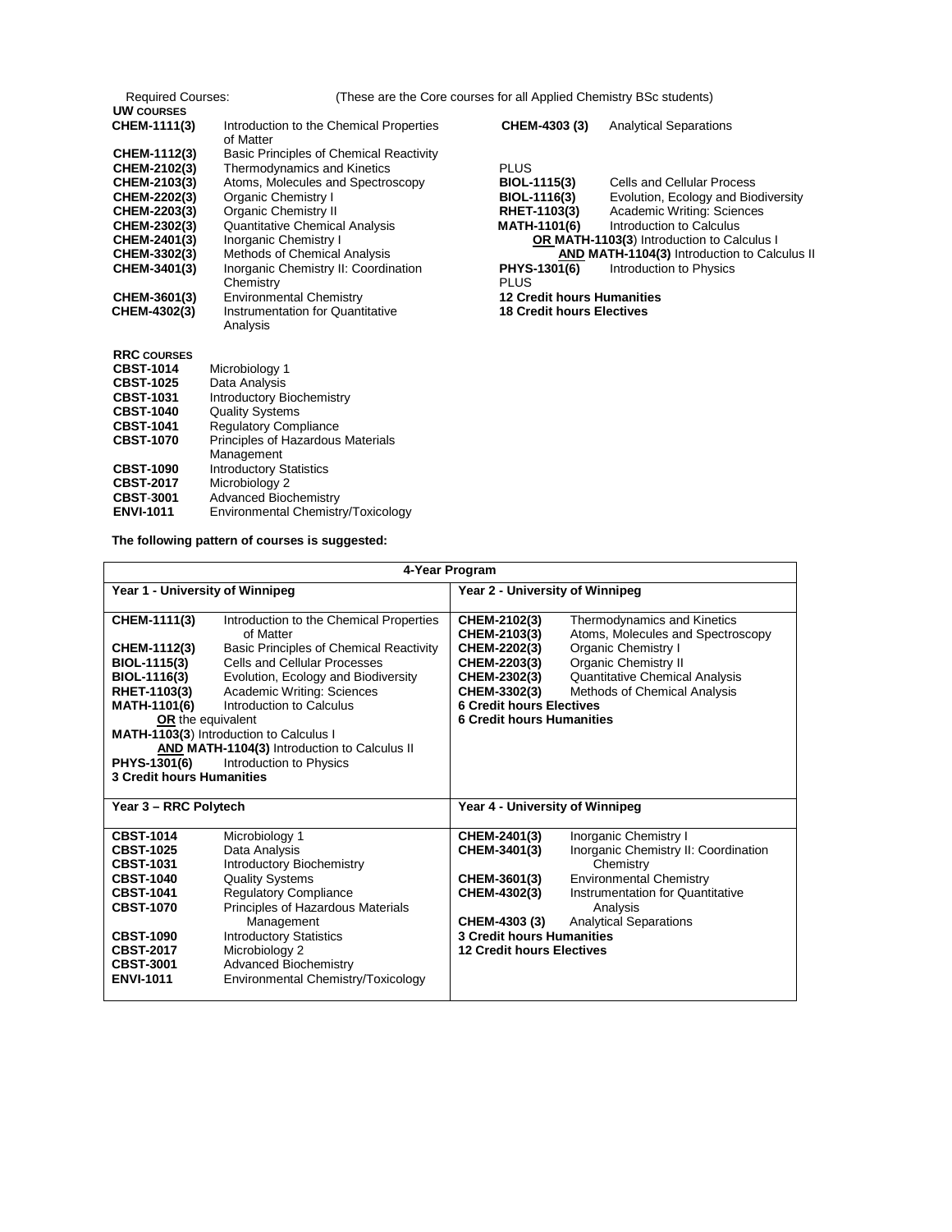Required Courses: (These are the Core courses for all Applied Chemistry BSc students)

**UW COURSES**

| | |
|---|---|
| **CHEM-1111(3)** | Introduction to the Chemical Properties of Matter |
| **CHEM-1112(3)** | Basic Principles of Chemical Reactivity |
| **CHEM-2102(3)** | Thermodynamics and Kinetics |
| **CHEM-2103(3)** | Atoms, Molecules and Spectroscopy |
| **CHEM-2202(3)** | Organic Chemistry I |
| **CHEM-2203(3)** | Organic Chemistry II |
| **CHEM-2302(3)** | Quantitative Chemical Analysis |
| **CHEM-2401(3)** | Inorganic Chemistry I |
| **CHEM-3302(3)** | Methods of Chemical Analysis |
| **CHEM-3401(3)** | Inorganic Chemistry II: Coordination Chemistry |
| **CHEM-3601(3)** | Environmental Chemistry |
| **CHEM-4302(3)** | Instrumentation for Quantitative Analysis |
| **CHEM-4303 (3)** | Analytical Separations |

PLUS

| | |
|---|---|
| **BIOL-1115(3)** | Cells and Cellular Process |
| **BIOL-1116(3)** | Evolution, Ecology and Biodiversity |
| **RHET-1103(3)** | Academic Writing: Sciences |
| **MATH-1101(6)** | Introduction to Calculus |

**OR MATH-1103(3**) Introduction to Calculus I
**AND MATH-1104(3)** Introduction to Calculus II

| | |
|---|---|
| **PHYS-1301(6)** | Introduction to Physics |

PLUS

**12 Credit hours Humanities**
**18 Credit hours Electives**

**RRC COURSES**

| | |
|---|---|
| **CBST-1014** | Microbiology 1 |
| **CBST-1025** | Data Analysis |
| **CBST-1031** | Introductory Biochemistry |
| **CBST-1040** | Quality Systems |
| **CBST-1041** | Regulatory Compliance |
| **CBST-1070** | Principles of Hazardous Materials Management |
| **CBST-1090** | Introductory Statistics |
| **CBST-2017** | Microbiology 2 |
| **CBST-3001** | Advanced Biochemistry |
| **ENVI-1011** | Environmental Chemistry/Toxicology |

**The following pattern of courses is suggested:**

| 4-Year Program | |
|---|---|
| **Year 1 - University of Winnipeg** | **Year 2 - University of Winnipeg** |
| **CHEM-1111(3)** Introduction to the Chemical Properties of Matter<br>**CHEM-1112(3)** Basic Principles of Chemical Reactivity<br>**BIOL-1115(3)** Cells and Cellular Processes<br>**BIOL-1116(3)** Evolution, Ecology and Biodiversity<br>**RHET-1103(3)** Academic Writing: Sciences<br>**MATH-1101(6)** Introduction to Calculus<br>**OR** the equivalent<br>**MATH-1103(3**) Introduction to Calculus I<br>**AND MATH-1104(3)** Introduction to Calculus II<br>**PHYS-1301(6)** Introduction to Physics<br>**3 Credit hours Humanities** | **CHEM-2102(3)** Thermodynamics and Kinetics<br>**CHEM-2103(3)** Atoms, Molecules and Spectroscopy<br>**CHEM-2202(3)** Organic Chemistry I<br>**CHEM-2203(3)** Organic Chemistry II<br>**CHEM-2302(3)** Quantitative Chemical Analysis<br>**CHEM-3302(3)** Methods of Chemical Analysis<br>**6 Credit hours Electives**<br>**6 Credit hours Humanities** |
| **Year 3 – RRC Polytech** | **Year 4 - University of Winnipeg** |
| **CBST-1014** Microbiology 1<br>**CBST-1025** Data Analysis<br>**CBST-1031** Introductory Biochemistry<br>**CBST-1040** Quality Systems<br>**CBST-1041** Regulatory Compliance<br>**CBST-1070** Principles of Hazardous Materials Management<br>**CBST-1090** Introductory Statistics<br>**CBST-2017** Microbiology 2<br>**CBST-3001** Advanced Biochemistry<br>**ENVI-1011** Environmental Chemistry/Toxicology | **CHEM-2401(3)** Inorganic Chemistry I<br>**CHEM-3401(3)** Inorganic Chemistry II: Coordination Chemistry<br>**CHEM-3601(3)** Environmental Chemistry<br>**CHEM-4302(3)** Instrumentation for Quantitative Analysis<br>**CHEM-4303 (3)** Analytical Separations<br>**3 Credit hours Humanities**<br>**12 Credit hours Electives** |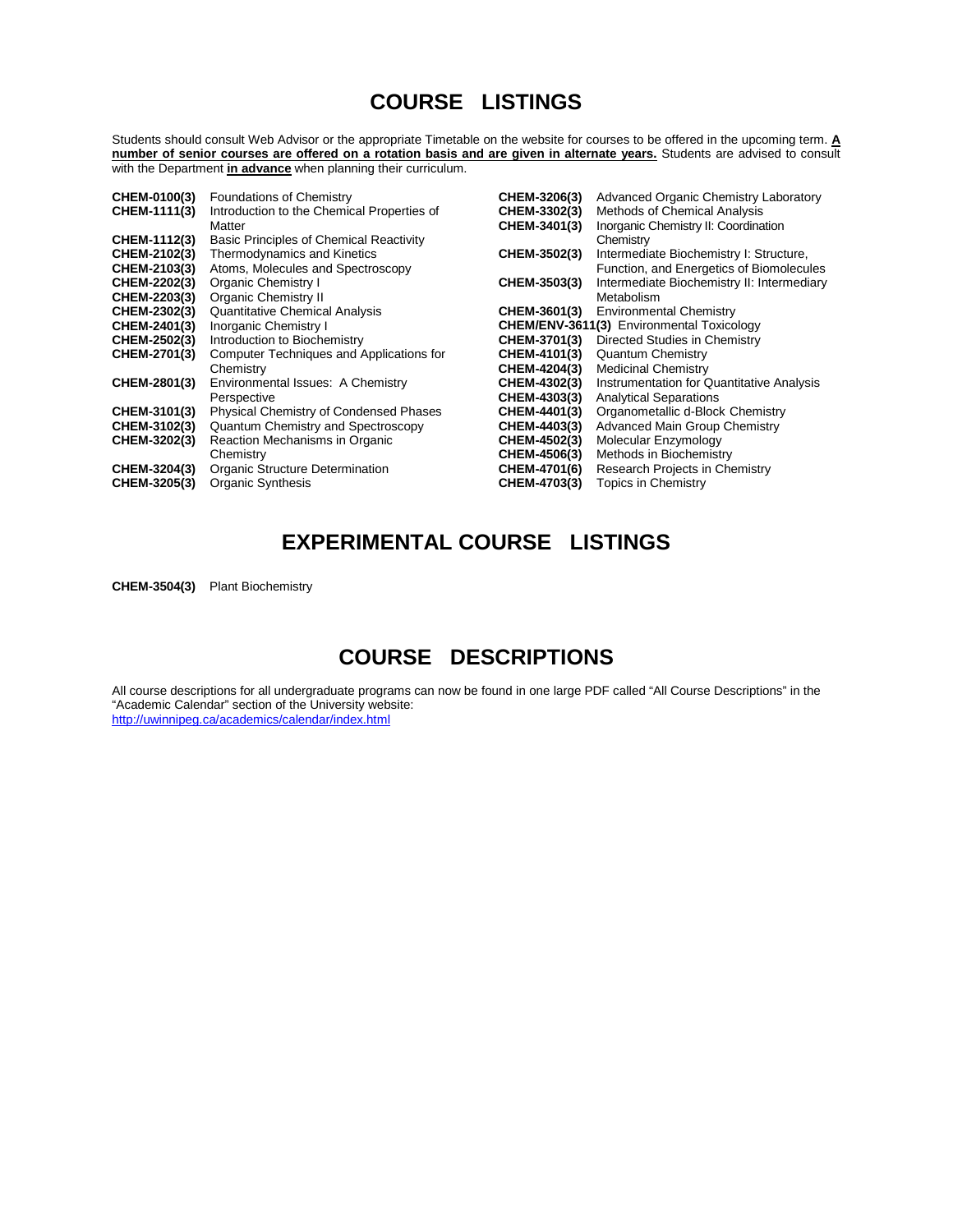# COURSE LISTINGS

Students should consult Web Advisor or the appropriate Timetable on the website for courses to be offered in the upcoming term. **A number of senior courses are offered on a rotation basis and are given in alternate years.** Students are advised to consult with the Department **in advance** when planning their curriculum.

**CHEM-0100(3)** Foundations of Chemistry
**CHEM-1111(3)** Introduction to the Chemical Properties of Matter
**CHEM-1112(3)** Basic Principles of Chemical Reactivity
**CHEM-2102(3)** Thermodynamics and Kinetics
**CHEM-2103(3)** Atoms, Molecules and Spectroscopy
**CHEM-2202(3)** Organic Chemistry I
**CHEM-2203(3)** Organic Chemistry II
**CHEM-2302(3)** Quantitative Chemical Analysis
**CHEM-2401(3)** Inorganic Chemistry I
**CHEM-2502(3)** Introduction to Biochemistry
**CHEM-2701(3)** Computer Techniques and Applications for Chemistry
**CHEM-2801(3)** Environmental Issues: A Chemistry Perspective
**CHEM-3101(3)** Physical Chemistry of Condensed Phases
**CHEM-3102(3)** Quantum Chemistry and Spectroscopy
**CHEM-3202(3)** Reaction Mechanisms in Organic Chemistry
**CHEM-3204(3)** Organic Structure Determination
**CHEM-3205(3)** Organic Synthesis
**CHEM-3206(3)** Advanced Organic Chemistry Laboratory
**CHEM-3302(3)** Methods of Chemical Analysis
**CHEM-3401(3)** Inorganic Chemistry II: Coordination Chemistry
**CHEM-3502(3)** Intermediate Biochemistry I: Structure, Function, and Energetics of Biomolecules
**CHEM-3503(3)** Intermediate Biochemistry II: Intermediary Metabolism
**CHEM-3601(3)** Environmental Chemistry
**CHEM/ENV-3611(3)** Environmental Toxicology
**CHEM-3701(3)** Directed Studies in Chemistry
**CHEM-4101(3)** Quantum Chemistry
**CHEM-4204(3)** Medicinal Chemistry
**CHEM-4302(3)** Instrumentation for Quantitative Analysis
**CHEM-4303(3)** Analytical Separations
**CHEM-4401(3)** Organometallic d-Block Chemistry
**CHEM-4403(3)** Advanced Main Group Chemistry
**CHEM-4502(3)** Molecular Enzymology
**CHEM-4506(3)** Methods in Biochemistry
**CHEM-4701(6)** Research Projects in Chemistry
**CHEM-4703(3)** Topics in Chemistry

# EXPERIMENTAL COURSE LISTINGS

**CHEM-3504(3)** Plant Biochemistry

# COURSE DESCRIPTIONS

All course descriptions for all undergraduate programs can now be found in one large PDF called "All Course Descriptions" in the "Academic Calendar" section of the University website:
http://uwinnipeg.ca/academics/calendar/index.html